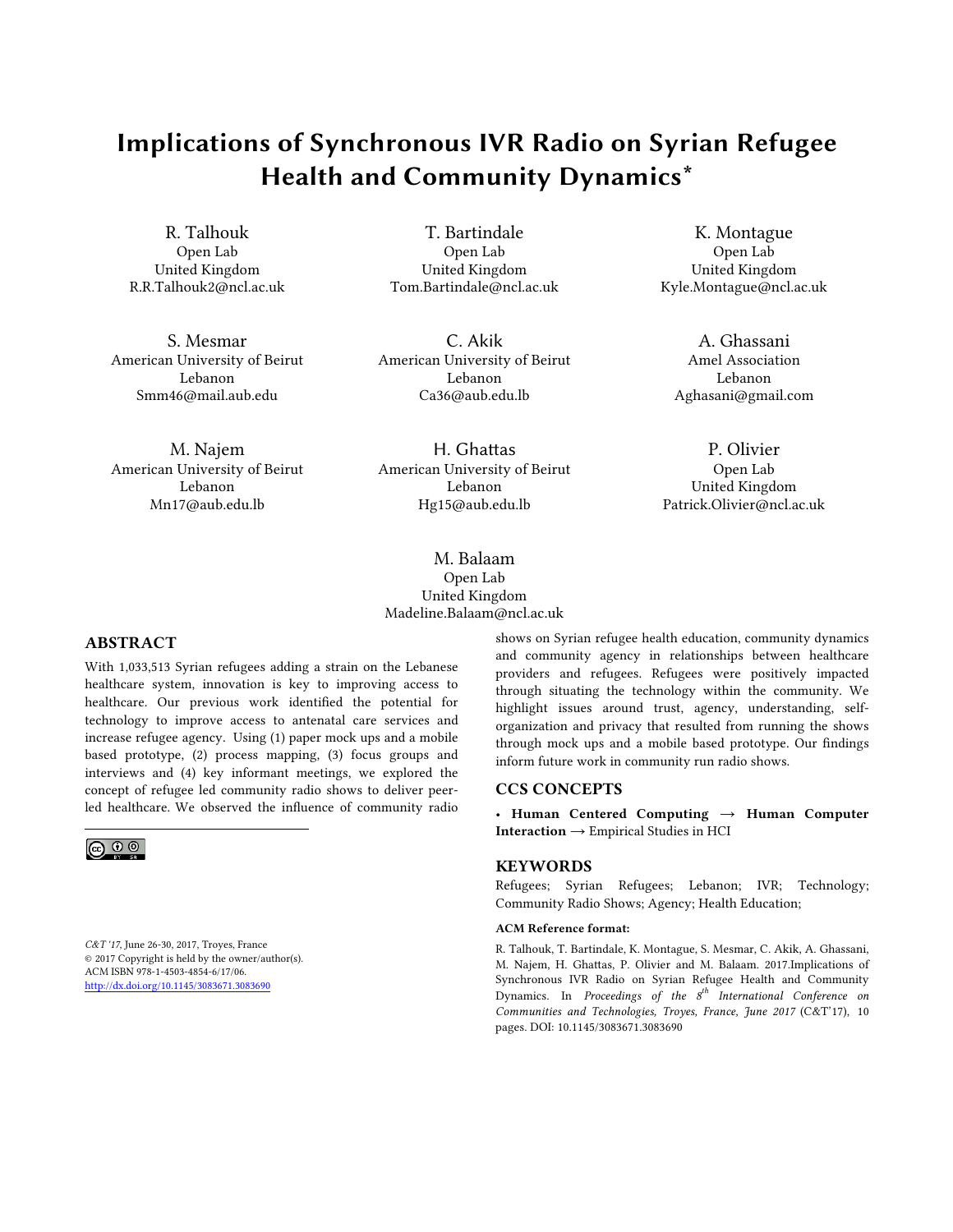# Implications of Synchronous IVR Radio on Syrian Refugee Health and Community Dynamics*

R. Talhouk
Open Lab
United Kingdom
R.R.Talhouk2@ncl.ac.uk

T. Bartindale
Open Lab
United Kingdom
Tom.Bartindale@ncl.ac.uk

K. Montague
Open Lab
United Kingdom
Kyle.Montague@ncl.ac.uk

S. Mesmar
American University of Beirut
Lebanon
Smm46@mail.aub.edu

C. Akik
American University of Beirut
Lebanon
Ca36@aub.edu.lb

A. Ghassani
Amel Association
Lebanon
Aghasani@gmail.com

M. Najem
American University of Beirut
Lebanon
Mn17@aub.edu.lb

H. Ghattas
American University of Beirut
Lebanon
Hg15@aub.edu.lb

P. Olivier
Open Lab
United Kingdom
Patrick.Olivier@ncl.ac.uk

M. Balaam
Open Lab
United Kingdom
Madeline.Balaam@ncl.ac.uk

## ABSTRACT

With 1,033,513 Syrian refugees adding a strain on the Lebanese healthcare system, innovation is key to improving access to healthcare. Our previous work identified the potential for technology to improve access to antenatal care services and increase refugee agency. Using (1) paper mock ups and a mobile based prototype, (2) process mapping, (3) focus groups and interviews and (4) key informant meetings, we explored the concept of refugee led community radio shows to deliver peer-led healthcare. We observed the influence of community radio shows on Syrian refugee health education, community dynamics and community agency in relationships between healthcare providers and refugees. Refugees were positively impacted through situating the technology within the community. We highlight issues around trust, agency, understanding, self-organization and privacy that resulted from running the shows through mock ups and a mobile based prototype. Our findings inform future work in community run radio shows.

*C&T '17*, June 26-30, 2017, Troyes, France
© 2017 Copyright is held by the owner/author(s).
ACM ISBN 978-1-4503-4854-6/17/06.
http://dx.doi.org/10.1145/3083671.3083690

## CCS CONCEPTS

• **Human Centered Computing** → **Human Computer Interaction** → Empirical Studies in HCI

## KEYWORDS

Refugees; Syrian Refugees; Lebanon; IVR; Technology; Community Radio Shows; Agency; Health Education;

**ACM Reference format:**

R. Talhouk, T. Bartindale, K. Montague, S. Mesmar, C. Akik, A. Ghassani, M. Najem, H. Ghattas, P. Olivier and M. Balaam. 2017.Implications of Synchronous IVR Radio on Syrian Refugee Health and Community Dynamics. In *Proceedings of the 8th International Conference on Communities and Technologies, Troyes, France, June 2017* (C&T'17), 10 pages. DOI: 10.1145/3083671.3083690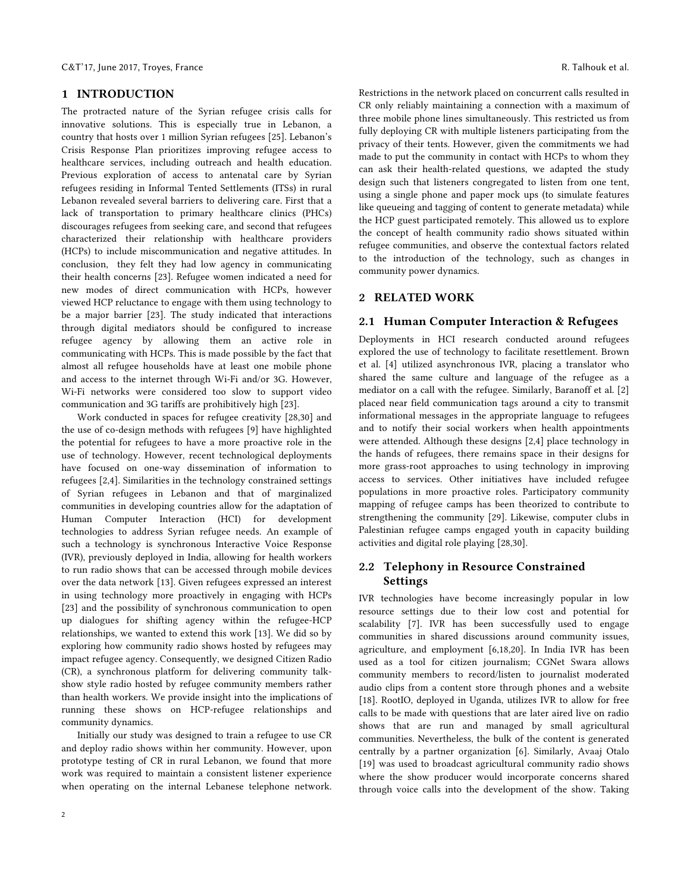## 1 INTRODUCTION

The protracted nature of the Syrian refugee crisis calls for innovative solutions. This is especially true in Lebanon, a country that hosts over 1 million Syrian refugees [25]. Lebanon's Crisis Response Plan prioritizes improving refugee access to healthcare services, including outreach and health education. Previous exploration of access to antenatal care by Syrian refugees residing in Informal Tented Settlements (ITSs) in rural Lebanon revealed several barriers to delivering care. First that a lack of transportation to primary healthcare clinics (PHCs) discourages refugees from seeking care, and second that refugees characterized their relationship with healthcare providers (HCPs) to include miscommunication and negative attitudes. In conclusion, they felt they had low agency in communicating their health concerns [23]. Refugee women indicated a need for new modes of direct communication with HCPs, however viewed HCP reluctance to engage with them using technology to be a major barrier [23]. The study indicated that interactions through digital mediators should be configured to increase refugee agency by allowing them an active role in communicating with HCPs. This is made possible by the fact that almost all refugee households have at least one mobile phone and access to the internet through Wi-Fi and/or 3G. However, Wi-Fi networks were considered too slow to support video communication and 3G tariffs are prohibitively high [23].

Work conducted in spaces for refugee creativity [28,30] and the use of co-design methods with refugees [9] have highlighted the potential for refugees to have a more proactive role in the use of technology. However, recent technological deployments have focused on one-way dissemination of information to refugees [2,4]. Similarities in the technology constrained settings of Syrian refugees in Lebanon and that of marginalized communities in developing countries allow for the adaptation of Human Computer Interaction (HCI) for development technologies to address Syrian refugee needs. An example of such a technology is synchronous Interactive Voice Response (IVR), previously deployed in India, allowing for health workers to run radio shows that can be accessed through mobile devices over the data network [13]. Given refugees expressed an interest in using technology more proactively in engaging with HCPs [23] and the possibility of synchronous communication to open up dialogues for shifting agency within the refugee-HCP relationships, we wanted to extend this work [13]. We did so by exploring how community radio shows hosted by refugees may impact refugee agency. Consequently, we designed Citizen Radio (CR), a synchronous platform for delivering community talk-show style radio hosted by refugee community members rather than health workers. We provide insight into the implications of running these shows on HCP-refugee relationships and community dynamics.

Initially our study was designed to train a refugee to use CR and deploy radio shows within her community. However, upon prototype testing of CR in rural Lebanon, we found that more work was required to maintain a consistent listener experience when operating on the internal Lebanese telephone network. Restrictions in the network placed on concurrent calls resulted in CR only reliably maintaining a connection with a maximum of three mobile phone lines simultaneously. This restricted us from fully deploying CR with multiple listeners participating from the privacy of their tents. However, given the commitments we had made to put the community in contact with HCPs to whom they can ask their health-related questions, we adapted the study design such that listeners congregated to listen from one tent, using a single phone and paper mock ups (to simulate features like queueing and tagging of content to generate metadata) while the HCP guest participated remotely. This allowed us to explore the concept of health community radio shows situated within refugee communities, and observe the contextual factors related to the introduction of the technology, such as changes in community power dynamics.

## 2 RELATED WORK

### 2.1 Human Computer Interaction & Refugees

Deployments in HCI research conducted around refugees explored the use of technology to facilitate resettlement. Brown et al. [4] utilized asynchronous IVR, placing a translator who shared the same culture and language of the refugee as a mediator on a call with the refugee. Similarly, Baranoff et al. [2] placed near field communication tags around a city to transmit informational messages in the appropriate language to refugees and to notify their social workers when health appointments were attended. Although these designs [2,4] place technology in the hands of refugees, there remains space in their designs for more grass-root approaches to using technology in improving access to services. Other initiatives have included refugee populations in more proactive roles. Participatory community mapping of refugee camps has been theorized to contribute to strengthening the community [29]. Likewise, computer clubs in Palestinian refugee camps engaged youth in capacity building activities and digital role playing [28,30].

### 2.2 Telephony in Resource Constrained Settings

IVR technologies have become increasingly popular in low resource settings due to their low cost and potential for scalability [7]. IVR has been successfully used to engage communities in shared discussions around community issues, agriculture, and employment [6,18,20]. In India IVR has been used as a tool for citizen journalism; CGNet Swara allows community members to record/listen to journalist moderated audio clips from a content store through phones and a website [18]. RootIO, deployed in Uganda, utilizes IVR to allow for free calls to be made with questions that are later aired live on radio shows that are run and managed by small agricultural communities. Nevertheless, the bulk of the content is generated centrally by a partner organization [6]. Similarly, Avaaj Otalo [19] was used to broadcast agricultural community radio shows where the show producer would incorporate concerns shared through voice calls into the development of the show. Taking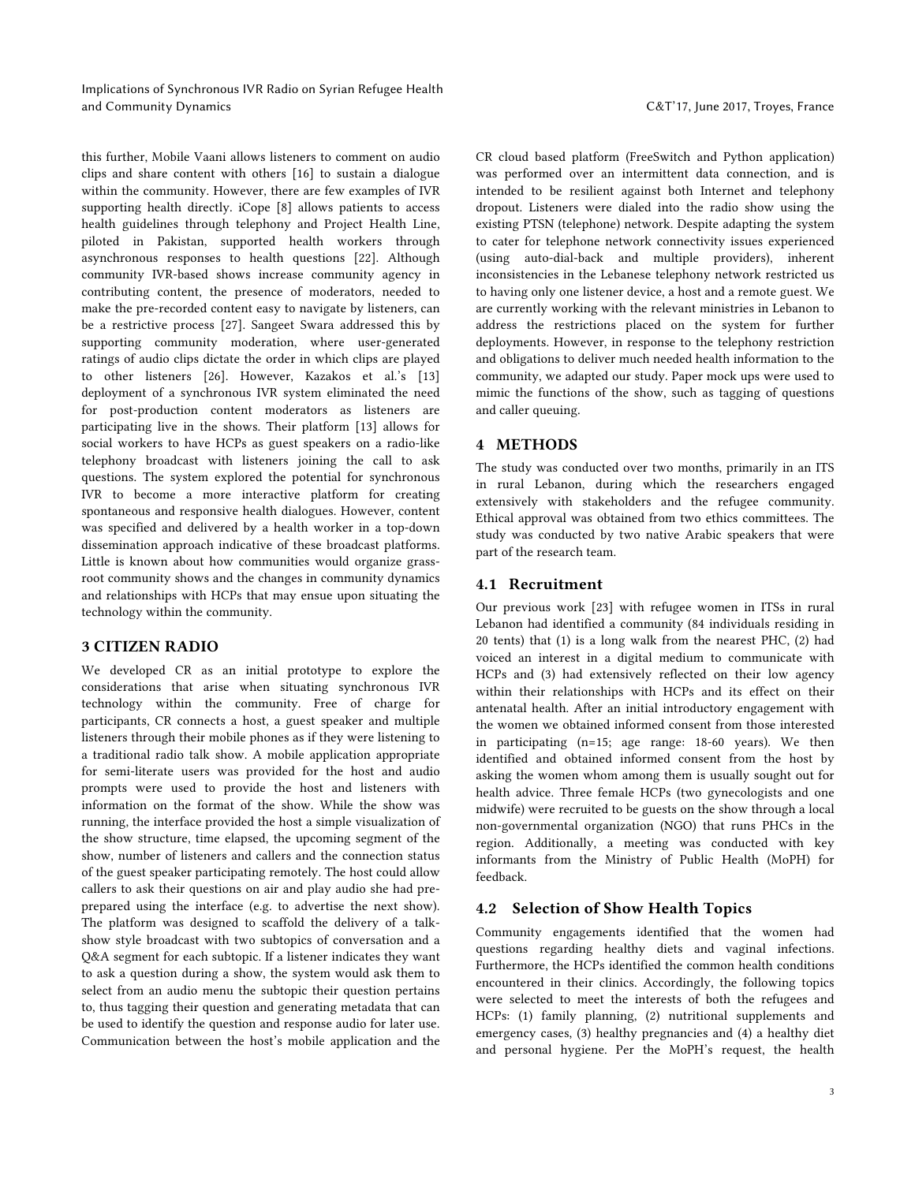this further, Mobile Vaani allows listeners to comment on audio clips and share content with others [16] to sustain a dialogue within the community. However, there are few examples of IVR supporting health directly. iCope [8] allows patients to access health guidelines through telephony and Project Health Line, piloted in Pakistan, supported health workers through asynchronous responses to health questions [22]. Although community IVR-based shows increase community agency in contributing content, the presence of moderators, needed to make the pre-recorded content easy to navigate by listeners, can be a restrictive process [27]. Sangeet Swara addressed this by supporting community moderation, where user-generated ratings of audio clips dictate the order in which clips are played to other listeners [26]. However, Kazakos et al.'s [13] deployment of a synchronous IVR system eliminated the need for post-production content moderators as listeners are participating live in the shows. Their platform [13] allows for social workers to have HCPs as guest speakers on a radio-like telephony broadcast with listeners joining the call to ask questions. The system explored the potential for synchronous IVR to become a more interactive platform for creating spontaneous and responsive health dialogues. However, content was specified and delivered by a health worker in a top-down dissemination approach indicative of these broadcast platforms. Little is known about how communities would organize grass-root community shows and the changes in community dynamics and relationships with HCPs that may ensue upon situating the technology within the community.

## 3 CITIZEN RADIO

We developed CR as an initial prototype to explore the considerations that arise when situating synchronous IVR technology within the community. Free of charge for participants, CR connects a host, a guest speaker and multiple listeners through their mobile phones as if they were listening to a traditional radio talk show. A mobile application appropriate for semi-literate users was provided for the host and audio prompts were used to provide the host and listeners with information on the format of the show. While the show was running, the interface provided the host a simple visualization of the show structure, time elapsed, the upcoming segment of the show, number of listeners and callers and the connection status of the guest speaker participating remotely. The host could allow callers to ask their questions on air and play audio she had pre-prepared using the interface (e.g. to advertise the next show). The platform was designed to scaffold the delivery of a talk-show style broadcast with two subtopics of conversation and a Q&A segment for each subtopic. If a listener indicates they want to ask a question during a show, the system would ask them to select from an audio menu the subtopic their question pertains to, thus tagging their question and generating metadata that can be used to identify the question and response audio for later use. Communication between the host's mobile application and the CR cloud based platform (FreeSwitch and Python application) was performed over an intermittent data connection, and is intended to be resilient against both Internet and telephony dropout. Listeners were dialed into the radio show using the existing PTSN (telephone) network. Despite adapting the system to cater for telephone network connectivity issues experienced (using auto-dial-back and multiple providers), inherent inconsistencies in the Lebanese telephony network restricted us to having only one listener device, a host and a remote guest. We are currently working with the relevant ministries in Lebanon to address the restrictions placed on the system for further deployments. However, in response to the telephony restriction and obligations to deliver much needed health information to the community, we adapted our study. Paper mock ups were used to mimic the functions of the show, such as tagging of questions and caller queuing.

## 4 METHODS

The study was conducted over two months, primarily in an ITS in rural Lebanon, during which the researchers engaged extensively with stakeholders and the refugee community. Ethical approval was obtained from two ethics committees. The study was conducted by two native Arabic speakers that were part of the research team.

### 4.1 Recruitment

Our previous work [23] with refugee women in ITSs in rural Lebanon had identified a community (84 individuals residing in 20 tents) that (1) is a long walk from the nearest PHC, (2) had voiced an interest in a digital medium to communicate with HCPs and (3) had extensively reflected on their low agency within their relationships with HCPs and its effect on their antenatal health. After an initial introductory engagement with the women we obtained informed consent from those interested in participating (n=15; age range: 18-60 years). We then identified and obtained informed consent from the host by asking the women whom among them is usually sought out for health advice. Three female HCPs (two gynecologists and one midwife) were recruited to be guests on the show through a local non-governmental organization (NGO) that runs PHCs in the region. Additionally, a meeting was conducted with key informants from the Ministry of Public Health (MoPH) for feedback.

### 4.2 Selection of Show Health Topics

Community engagements identified that the women had questions regarding healthy diets and vaginal infections. Furthermore, the HCPs identified the common health conditions encountered in their clinics. Accordingly, the following topics were selected to meet the interests of both the refugees and HCPs: (1) family planning, (2) nutritional supplements and emergency cases, (3) healthy pregnancies and (4) a healthy diet and personal hygiene. Per the MoPH's request, the health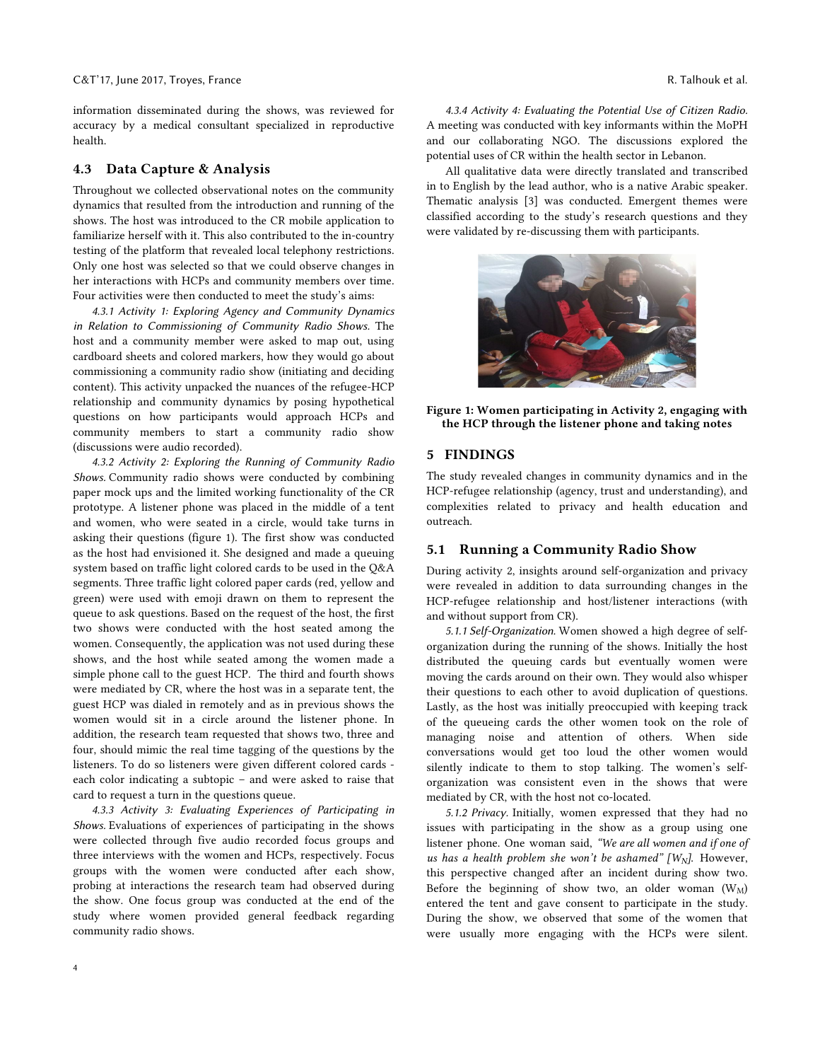information disseminated during the shows, was reviewed for accuracy by a medical consultant specialized in reproductive health.

## 4.3 Data Capture & Analysis

Throughout we collected observational notes on the community dynamics that resulted from the introduction and running of the shows. The host was introduced to the CR mobile application to familiarize herself with it. This also contributed to the in-country testing of the platform that revealed local telephony restrictions. Only one host was selected so that we could observe changes in her interactions with HCPs and community members over time. Four activities were then conducted to meet the study's aims:

*4.3.1 Activity 1: Exploring Agency and Community Dynamics in Relation to Commissioning of Community Radio Shows.* The host and a community member were asked to map out, using cardboard sheets and colored markers, how they would go about commissioning a community radio show (initiating and deciding content). This activity unpacked the nuances of the refugee-HCP relationship and community dynamics by posing hypothetical questions on how participants would approach HCPs and community members to start a community radio show (discussions were audio recorded).

*4.3.2 Activity 2: Exploring the Running of Community Radio Shows.* Community radio shows were conducted by combining paper mock ups and the limited working functionality of the CR prototype. A listener phone was placed in the middle of a tent and women, who were seated in a circle, would take turns in asking their questions (figure 1). The first show was conducted as the host had envisioned it. She designed and made a queuing system based on traffic light colored cards to be used in the Q&A segments. Three traffic light colored paper cards (red, yellow and green) were used with emoji drawn on them to represent the queue to ask questions. Based on the request of the host, the first two shows were conducted with the host seated among the women. Consequently, the application was not used during these shows, and the host while seated among the women made a simple phone call to the guest HCP. The third and fourth shows were mediated by CR, where the host was in a separate tent, the guest HCP was dialed in remotely and as in previous shows the women would sit in a circle around the listener phone. In addition, the research team requested that shows two, three and four, should mimic the real time tagging of the questions by the listeners. To do so listeners were given different colored cards - each color indicating a subtopic – and were asked to raise that card to request a turn in the questions queue.

*4.3.3 Activity 3: Evaluating Experiences of Participating in Shows.* Evaluations of experiences of participating in the shows were collected through five audio recorded focus groups and three interviews with the women and HCPs, respectively. Focus groups with the women were conducted after each show, probing at interactions the research team had observed during the show. One focus group was conducted at the end of the study where women provided general feedback regarding community radio shows.

*4.3.4 Activity 4: Evaluating the Potential Use of Citizen Radio.* A meeting was conducted with key informants within the MoPH and our collaborating NGO. The discussions explored the potential uses of CR within the health sector in Lebanon.

All qualitative data were directly translated and transcribed in to English by the lead author, who is a native Arabic speaker. Thematic analysis [3] was conducted. Emergent themes were classified according to the study's research questions and they were validated by re-discussing them with participants.

**Figure 1: Women participating in Activity 2, engaging with the HCP through the listener phone and taking notes**

# 5 FINDINGS

The study revealed changes in community dynamics and in the HCP-refugee relationship (agency, trust and understanding), and complexities related to privacy and health education and outreach.

## 5.1 Running a Community Radio Show

During activity 2, insights around self-organization and privacy were revealed in addition to data surrounding changes in the HCP-refugee relationship and host/listener interactions (with and without support from CR).

*5.1.1 Self-Organization.* Women showed a high degree of self-organization during the running of the shows. Initially the host distributed the queuing cards but eventually women were moving the cards around on their own. They would also whisper their questions to each other to avoid duplication of questions. Lastly, as the host was initially preoccupied with keeping track of the queueing cards the other women took on the role of managing noise and attention of others. When side conversations would get too loud the other women would silently indicate to them to stop talking. The women's self-organization was consistent even in the shows that were mediated by CR, with the host not co-located.

*5.1.2 Privacy.* Initially, women expressed that they had no issues with participating in the show as a group using one listener phone. One woman said, *"We are all women and if one of us has a health problem she won't be ashamed" [$W_N$].* However, this perspective changed after an incident during show two. Before the beginning of show two, an older woman ($W_M$) entered the tent and gave consent to participate in the study. During the show, we observed that some of the women that were usually more engaging with the HCPs were silent.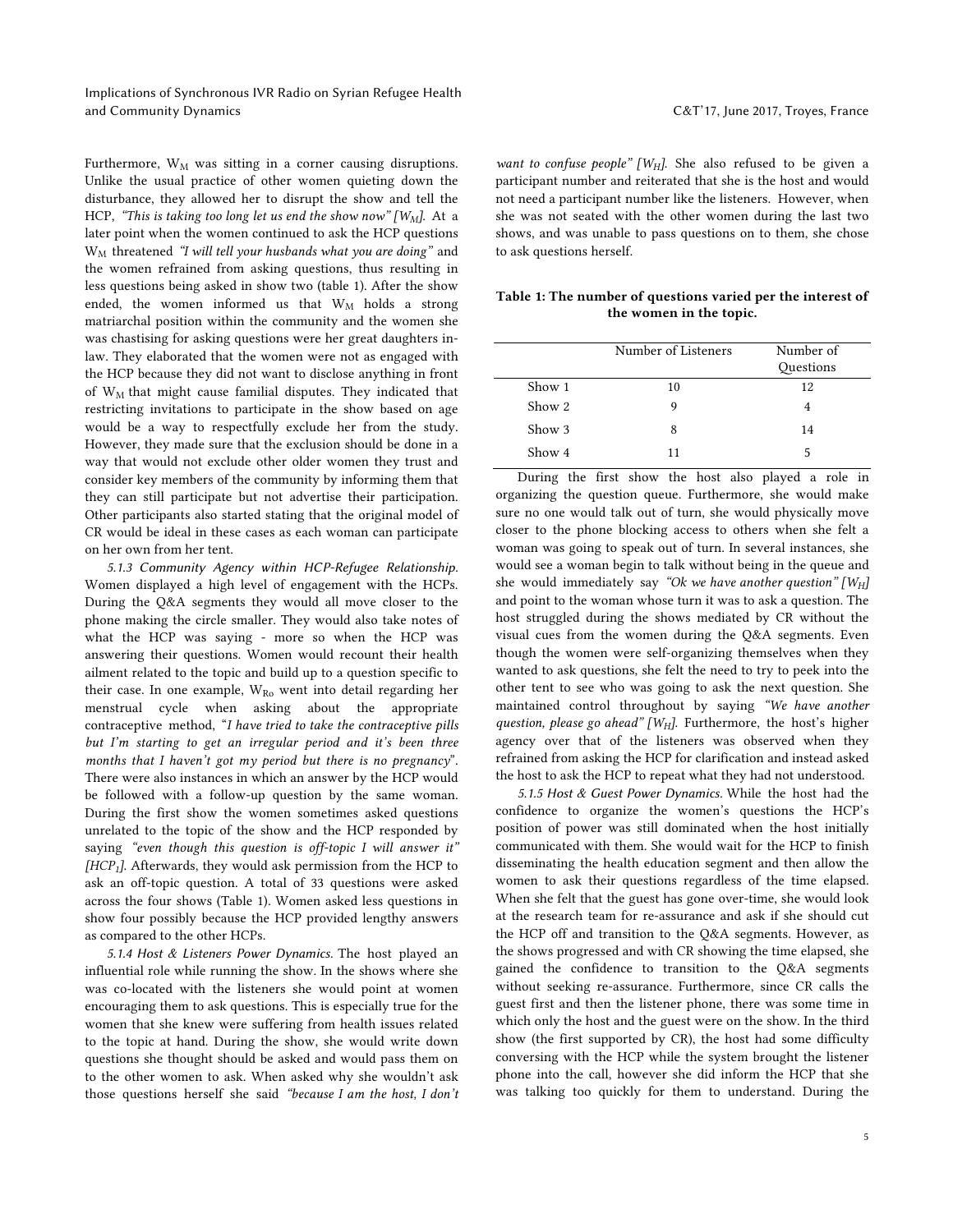Furthermore, $W_M$ was sitting in a corner causing disruptions. Unlike the usual practice of other women quieting down the disturbance, they allowed her to disrupt the show and tell the HCP, *"This is taking too long let us end the show now" [$W_M$]*. At a later point when the women continued to ask the HCP questions $W_M$ threatened *"I will tell your husbands what you are doing"* and the women refrained from asking questions, thus resulting in less questions being asked in show two (table 1). After the show ended, the women informed us that $W_M$ holds a strong matriarchal position within the community and the women she was chastising for asking questions were her great daughters in-law. They elaborated that the women were not as engaged with the HCP because they did not want to disclose anything in front of $W_M$ that might cause familial disputes. They indicated that restricting invitations to participate in the show based on age would be a way to respectfully exclude her from the study. However, they made sure that the exclusion should be done in a way that would not exclude other older women they trust and consider key members of the community by informing them that they can still participate but not advertise their participation. Other participants also started stating that the original model of CR would be ideal in these cases as each woman can participate on her own from her tent.

*5.1.3 Community Agency within HCP-Refugee Relationship.* Women displayed a high level of engagement with the HCPs. During the Q&A segments they would all move closer to the phone making the circle smaller. They would also take notes of what the HCP was saying - more so when the HCP was answering their questions. Women would recount their health ailment related to the topic and build up to a question specific to their case. In one example, $W_{Ro}$ went into detail regarding her menstrual cycle when asking about the appropriate contraceptive method, "*I have tried to take the contraceptive pills but I'm starting to get an irregular period and it's been three months that I haven't got my period but there is no pregnancy*". There were also instances in which an answer by the HCP would be followed with a follow-up question by the same woman. During the first show the women sometimes asked questions unrelated to the topic of the show and the HCP responded by saying *"even though this question is off-topic I will answer it" [$HCP_1$]*. Afterwards, they would ask permission from the HCP to ask an off-topic question. A total of 33 questions were asked across the four shows (Table 1). Women asked less questions in show four possibly because the HCP provided lengthy answers as compared to the other HCPs.

*5.1.4 Host & Listeners Power Dynamics.* The host played an influential role while running the show. In the shows where she was co-located with the listeners she would point at women encouraging them to ask questions. This is especially true for the women that she knew were suffering from health issues related to the topic at hand. During the show, she would write down questions she thought should be asked and would pass them on to the other women to ask. When asked why she wouldn't ask those questions herself she said *"because I am the host, I don't want to confuse people" [$W_H$]*. She also refused to be given a participant number and reiterated that she is the host and would not need a participant number like the listeners. However, when she was not seated with the other women during the last two shows, and was unable to pass questions on to them, she chose to ask questions herself.

**Table 1: The number of questions varied per the interest of the women in the topic.**

| | Number of Listeners | Number of Questions |
|---|---|---|
| Show 1 | 10 | 12 |
| Show 2 | 9 | 4 |
| Show 3 | 8 | 14 |
| Show 4 | 11 | 5 |

During the first show the host also played a role in organizing the question queue. Furthermore, she would make sure no one would talk out of turn, she would physically move closer to the phone blocking access to others when she felt a woman was going to speak out of turn. In several instances, she would see a woman begin to talk without being in the queue and she would immediately say *"Ok we have another question" [$W_H$]* and point to the woman whose turn it was to ask a question. The host struggled during the shows mediated by CR without the visual cues from the women during the Q&A segments. Even though the women were self-organizing themselves when they wanted to ask questions, she felt the need to try to peek into the other tent to see who was going to ask the next question. She maintained control throughout by saying *"We have another question, please go ahead" [$W_H$]*. Furthermore, the host's higher agency over that of the listeners was observed when they refrained from asking the HCP for clarification and instead asked the host to ask the HCP to repeat what they had not understood.

*5.1.5 Host & Guest Power Dynamics.* While the host had the confidence to organize the women's questions the HCP's position of power was still dominated when the host initially communicated with them. She would wait for the HCP to finish disseminating the health education segment and then allow the women to ask their questions regardless of the time elapsed. When she felt that the guest has gone over-time, she would look at the research team for re-assurance and ask if she should cut the HCP off and transition to the Q&A segments. However, as the shows progressed and with CR showing the time elapsed, she gained the confidence to transition to the Q&A segments without seeking re-assurance. Furthermore, since CR calls the guest first and then the listener phone, there was some time in which only the host and the guest were on the show. In the third show (the first supported by CR), the host had some difficulty conversing with the HCP while the system brought the listener phone into the call, however she did inform the HCP that she was talking too quickly for them to understand. During the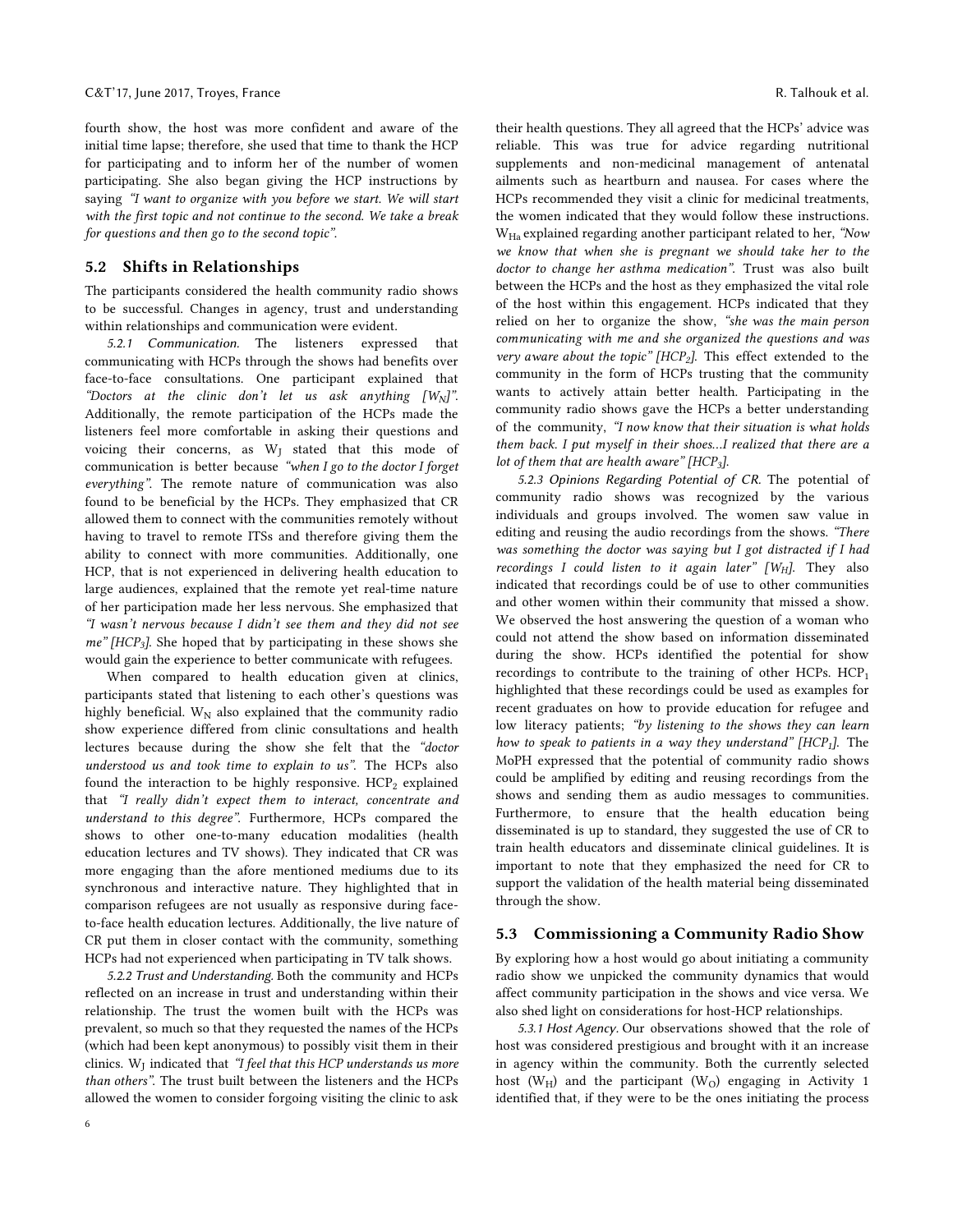fourth show, the host was more confident and aware of the initial time lapse; therefore, she used that time to thank the HCP for participating and to inform her of the number of women participating. She also began giving the HCP instructions by saying *"I want to organize with you before we start. We will start with the first topic and not continue to the second. We take a break for questions and then go to the second topic".*

## 5.2 Shifts in Relationships

The participants considered the health community radio shows to be successful. Changes in agency, trust and understanding within relationships and communication were evident.

*5.2.1 Communication.* The listeners expressed that communicating with HCPs through the shows had benefits over face-to-face consultations. One participant explained that *"Doctors at the clinic don't let us ask anything [$W_N$]".* Additionally, the remote participation of the HCPs made the listeners feel more comfortable in asking their questions and voicing their concerns, as $W_J$ stated that this mode of communication is better because *"when I go to the doctor I forget everything".* The remote nature of communication was also found to be beneficial by the HCPs. They emphasized that CR allowed them to connect with the communities remotely without having to travel to remote ITSs and therefore giving them the ability to connect with more communities. Additionally, one HCP, that is not experienced in delivering health education to large audiences, explained that the remote yet real-time nature of her participation made her less nervous. She emphasized that *"I wasn't nervous because I didn't see them and they did not see me" [$HCP_3$].* She hoped that by participating in these shows she would gain the experience to better communicate with refugees.

When compared to health education given at clinics, participants stated that listening to each other's questions was highly beneficial. $W_N$ also explained that the community radio show experience differed from clinic consultations and health lectures because during the show she felt that the *"doctor understood us and took time to explain to us".* The HCPs also found the interaction to be highly responsive. $HCP_2$ explained that *"I really didn't expect them to interact, concentrate and understand to this degree".* Furthermore, HCPs compared the shows to other one-to-many education modalities (health education lectures and TV shows). They indicated that CR was more engaging than the afore mentioned mediums due to its synchronous and interactive nature. They highlighted that in comparison refugees are not usually as responsive during face-to-face health education lectures. Additionally, the live nature of CR put them in closer contact with the community, something HCPs had not experienced when participating in TV talk shows.

*5.2.2 Trust and Understanding.* Both the community and HCPs reflected on an increase in trust and understanding within their relationship. The trust the women built with the HCPs was prevalent, so much so that they requested the names of the HCPs (which had been kept anonymous) to possibly visit them in their clinics. $W_J$ indicated that *"I feel that this HCP understands us more than others".* The trust built between the listeners and the HCPs allowed the women to consider forgoing visiting the clinic to ask their health questions. They all agreed that the HCPs' advice was reliable. This was true for advice regarding nutritional supplements and non-medicinal management of antenatal ailments such as heartburn and nausea. For cases where the HCPs recommended they visit a clinic for medicinal treatments, the women indicated that they would follow these instructions. $W_{Ha}$ explained regarding another participant related to her, *"Now we know that when she is pregnant we should take her to the doctor to change her asthma medication".* Trust was also built between the HCPs and the host as they emphasized the vital role of the host within this engagement. HCPs indicated that they relied on her to organize the show, *"she was the main person communicating with me and she organized the questions and was very aware about the topic" [$HCP_2$].* This effect extended to the community in the form of HCPs trusting that the community wants to actively attain better health. Participating in the community radio shows gave the HCPs a better understanding of the community, *"I now know that their situation is what holds them back. I put myself in their shoes…I realized that there are a lot of them that are health aware" [$HCP_3$].*

*5.2.3 Opinions Regarding Potential of CR.* The potential of community radio shows was recognized by the various individuals and groups involved. The women saw value in editing and reusing the audio recordings from the shows. *"There was something the doctor was saying but I got distracted if I had recordings I could listen to it again later" [$W_H$].* They also indicated that recordings could be of use to other communities and other women within their community that missed a show. We observed the host answering the question of a woman who could not attend the show based on information disseminated during the show. HCPs identified the potential for show recordings to contribute to the training of other HCPs. $HCP_1$ highlighted that these recordings could be used as examples for recent graduates on how to provide education for refugee and low literacy patients; *"by listening to the shows they can learn how to speak to patients in a way they understand" [$HCP_1$].* The MoPH expressed that the potential of community radio shows could be amplified by editing and reusing recordings from the shows and sending them as audio messages to communities. Furthermore, to ensure that the health education being disseminated is up to standard, they suggested the use of CR to train health educators and disseminate clinical guidelines. It is important to note that they emphasized the need for CR to support the validation of the health material being disseminated through the show.

## 5.3 Commissioning a Community Radio Show

By exploring how a host would go about initiating a community radio show we unpicked the community dynamics that would affect community participation in the shows and vice versa. We also shed light on considerations for host-HCP relationships.

*5.3.1 Host Agency.* Our observations showed that the role of host was considered prestigious and brought with it an increase in agency within the community. Both the currently selected host ($W_H$) and the participant ($W_O$) engaging in Activity 1 identified that, if they were to be the ones initiating the process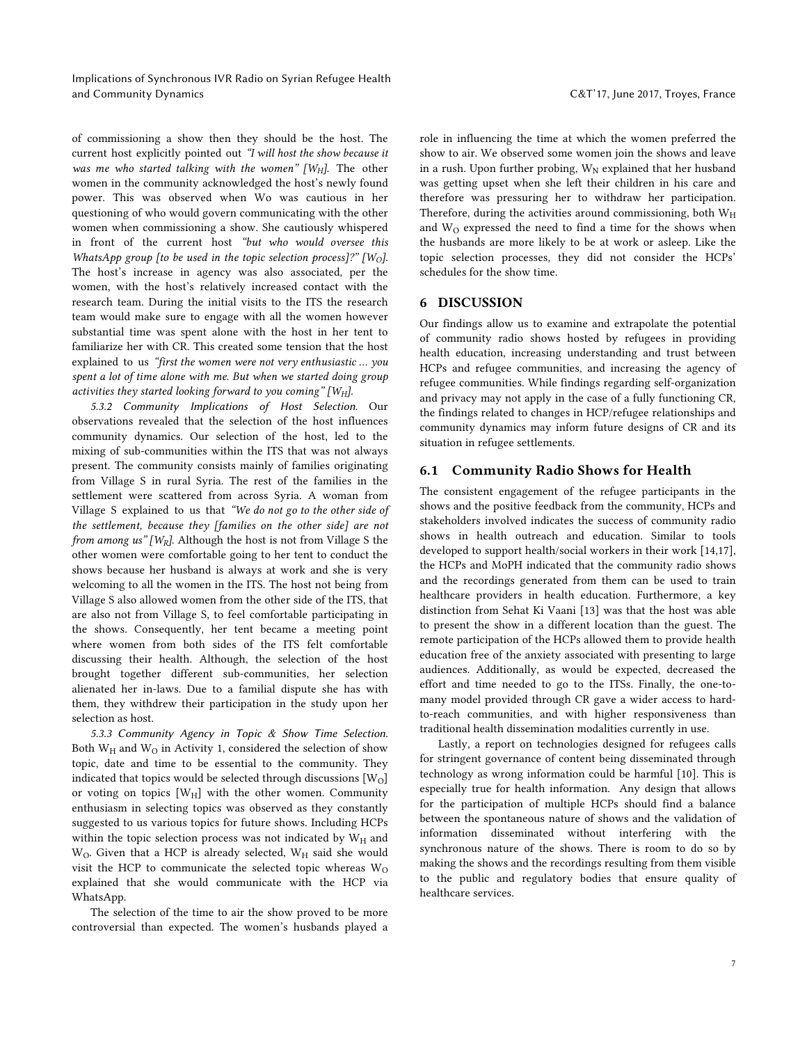of commissioning a show then they should be the host. The current host explicitly pointed out *"I will host the show because it was me who started talking with the women" [$W_H$].* The other women in the community acknowledged the host's newly found power. This was observed when Wo was cautious in her questioning of who would govern communicating with the other women when commissioning a show. She cautiously whispered in front of the current host *"but who would oversee this WhatsApp group [to be used in the topic selection process]?" [$W_O$].* The host's increase in agency was also associated, per the women, with the host's relatively increased contact with the research team. During the initial visits to the ITS the research team would make sure to engage with all the women however substantial time was spent alone with the host in her tent to familiarize her with CR. This created some tension that the host explained to us *"first the women were not very enthusiastic ... you spent a lot of time alone with me. But when we started doing group activities they started looking forward to you coming" [$W_H$].*

*5.3.2 Community Implications of Host Selection.* Our observations revealed that the selection of the host influences community dynamics. Our selection of the host, led to the mixing of sub-communities within the ITS that was not always present. The community consists mainly of families originating from Village S in rural Syria. The rest of the families in the settlement were scattered from across Syria. A woman from Village S explained to us that *"We do not go to the other side of the settlement, because they [families on the other side] are not from among us" [$W_R$].* Although the host is not from Village S the other women were comfortable going to her tent to conduct the shows because her husband is always at work and she is very welcoming to all the women in the ITS. The host not being from Village S also allowed women from the other side of the ITS, that are also not from Village S, to feel comfortable participating in the shows. Consequently, her tent became a meeting point where women from both sides of the ITS felt comfortable discussing their health. Although, the selection of the host brought together different sub-communities, her selection alienated her in-laws. Due to a familial dispute she has with them, they withdrew their participation in the study upon her selection as host.

*5.3.3 Community Agency in Topic & Show Time Selection.* Both $W_H$ and $W_O$ in Activity 1, considered the selection of show topic, date and time to be essential to the community. They indicated that topics would be selected through discussions [$W_O$] or voting on topics [$W_H$] with the other women. Community enthusiasm in selecting topics was observed as they constantly suggested to us various topics for future shows. Including HCPs within the topic selection process was not indicated by $W_H$ and $W_O$. Given that a HCP is already selected, $W_H$ said she would visit the HCP to communicate the selected topic whereas $W_O$ explained that she would communicate with the HCP via WhatsApp.

The selection of the time to air the show proved to be more controversial than expected. The women's husbands played a role in influencing the time at which the women preferred the show to air. We observed some women join the shows and leave in a rush. Upon further probing, $W_N$ explained that her husband was getting upset when she left their children in his care and therefore was pressuring her to withdraw her participation. Therefore, during the activities around commissioning, both $W_H$ and $W_O$ expressed the need to find a time for the shows when the husbands are more likely to be at work or asleep. Like the topic selection processes, they did not consider the HCPs' schedules for the show time.

## 6 DISCUSSION

Our findings allow us to examine and extrapolate the potential of community radio shows hosted by refugees in providing health education, increasing understanding and trust between HCPs and refugee communities, and increasing the agency of refugee communities. While findings regarding self-organization and privacy may not apply in the case of a fully functioning CR, the findings related to changes in HCP/refugee relationships and community dynamics may inform future designs of CR and its situation in refugee settlements.

### 6.1 Community Radio Shows for Health

The consistent engagement of the refugee participants in the shows and the positive feedback from the community, HCPs and stakeholders involved indicates the success of community radio shows in health outreach and education. Similar to tools developed to support health/social workers in their work [14,17], the HCPs and MoPH indicated that the community radio shows and the recordings generated from them can be used to train healthcare providers in health education. Furthermore, a key distinction from Sehat Ki Vaani [13] was that the host was able to present the show in a different location than the guest. The remote participation of the HCPs allowed them to provide health education free of the anxiety associated with presenting to large audiences. Additionally, as would be expected, decreased the effort and time needed to go to the ITSs. Finally, the one-to-many model provided through CR gave a wider access to hard-to-reach communities, and with higher responsiveness than traditional health dissemination modalities currently in use.

Lastly, a report on technologies designed for refugees calls for stringent governance of content being disseminated through technology as wrong information could be harmful [10]. This is especially true for health information. Any design that allows for the participation of multiple HCPs should find a balance between the spontaneous nature of shows and the validation of information disseminated without interfering with the synchronous nature of the shows. There is room to do so by making the shows and the recordings resulting from them visible to the public and regulatory bodies that ensure quality of healthcare services.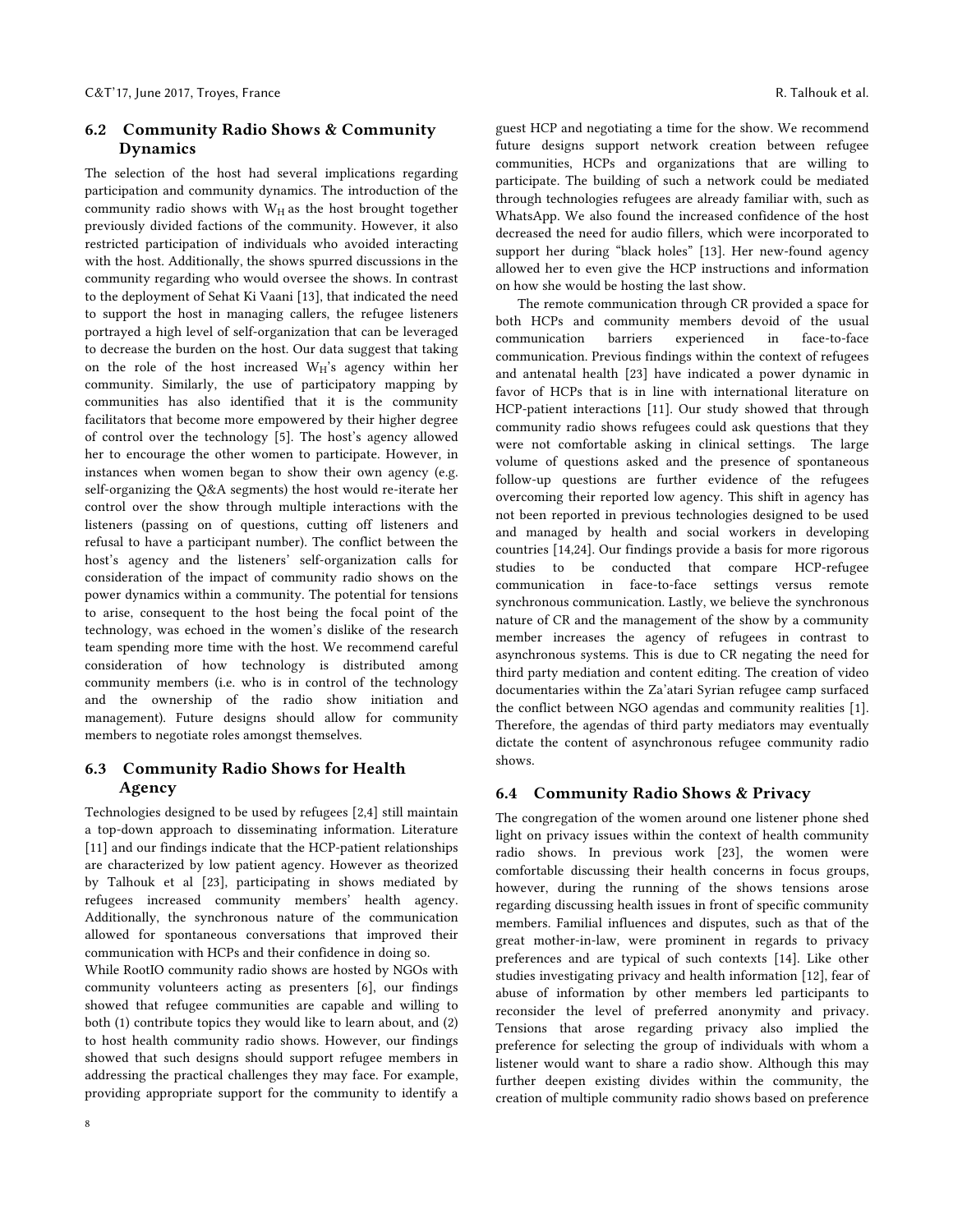## 6.2 Community Radio Shows & Community Dynamics

The selection of the host had several implications regarding participation and community dynamics. The introduction of the community radio shows with $W_H$ as the host brought together previously divided factions of the community. However, it also restricted participation of individuals who avoided interacting with the host. Additionally, the shows spurred discussions in the community regarding who would oversee the shows. In contrast to the deployment of Sehat Ki Vaani [13], that indicated the need to support the host in managing callers, the refugee listeners portrayed a high level of self-organization that can be leveraged to decrease the burden on the host. Our data suggest that taking on the role of the host increased $W_H$'s agency within her community. Similarly, the use of participatory mapping by communities has also identified that it is the community facilitators that become more empowered by their higher degree of control over the technology [5]. The host's agency allowed her to encourage the other women to participate. However, in instances when women began to show their own agency (e.g. self-organizing the Q&A segments) the host would re-iterate her control over the show through multiple interactions with the listeners (passing on of questions, cutting off listeners and refusal to have a participant number). The conflict between the host's agency and the listeners' self-organization calls for consideration of the impact of community radio shows on the power dynamics within a community. The potential for tensions to arise, consequent to the host being the focal point of the technology, was echoed in the women's dislike of the research team spending more time with the host. We recommend careful consideration of how technology is distributed among community members (i.e. who is in control of the technology and the ownership of the radio show initiation and management). Future designs should allow for community members to negotiate roles amongst themselves.

## 6.3 Community Radio Shows for Health Agency

Technologies designed to be used by refugees [2,4] still maintain a top-down approach to disseminating information. Literature [11] and our findings indicate that the HCP-patient relationships are characterized by low patient agency. However as theorized by Talhouk et al [23], participating in shows mediated by refugees increased community members' health agency. Additionally, the synchronous nature of the communication allowed for spontaneous conversations that improved their communication with HCPs and their confidence in doing so.

While RootIO community radio shows are hosted by NGOs with community volunteers acting as presenters [6], our findings showed that refugee communities are capable and willing to both (1) contribute topics they would like to learn about, and (2) to host health community radio shows. However, our findings showed that such designs should support refugee members in addressing the practical challenges they may face. For example, providing appropriate support for the community to identify a guest HCP and negotiating a time for the show. We recommend future designs support network creation between refugee communities, HCPs and organizations that are willing to participate. The building of such a network could be mediated through technologies refugees are already familiar with, such as WhatsApp. We also found the increased confidence of the host decreased the need for audio fillers, which were incorporated to support her during "black holes" [13]. Her new-found agency allowed her to even give the HCP instructions and information on how she would be hosting the last show.

The remote communication through CR provided a space for both HCPs and community members devoid of the usual communication barriers experienced in face-to-face communication. Previous findings within the context of refugees and antenatal health [23] have indicated a power dynamic in favor of HCPs that is in line with international literature on HCP-patient interactions [11]. Our study showed that through community radio shows refugees could ask questions that they were not comfortable asking in clinical settings. The large volume of questions asked and the presence of spontaneous follow-up questions are further evidence of the refugees overcoming their reported low agency. This shift in agency has not been reported in previous technologies designed to be used and managed by health and social workers in developing countries [14,24]. Our findings provide a basis for more rigorous studies to be conducted that compare HCP-refugee communication in face-to-face settings versus remote synchronous communication. Lastly, we believe the synchronous nature of CR and the management of the show by a community member increases the agency of refugees in contrast to asynchronous systems. This is due to CR negating the need for third party mediation and content editing. The creation of video documentaries within the Za'atari Syrian refugee camp surfaced the conflict between NGO agendas and community realities [1]. Therefore, the agendas of third party mediators may eventually dictate the content of asynchronous refugee community radio shows.

## 6.4 Community Radio Shows & Privacy

The congregation of the women around one listener phone shed light on privacy issues within the context of health community radio shows. In previous work [23], the women were comfortable discussing their health concerns in focus groups, however, during the running of the shows tensions arose regarding discussing health issues in front of specific community members. Familial influences and disputes, such as that of the great mother-in-law, were prominent in regards to privacy preferences and are typical of such contexts [14]. Like other studies investigating privacy and health information [12], fear of abuse of information by other members led participants to reconsider the level of preferred anonymity and privacy. Tensions that arose regarding privacy also implied the preference for selecting the group of individuals with whom a listener would want to share a radio show. Although this may further deepen existing divides within the community, the creation of multiple community radio shows based on preference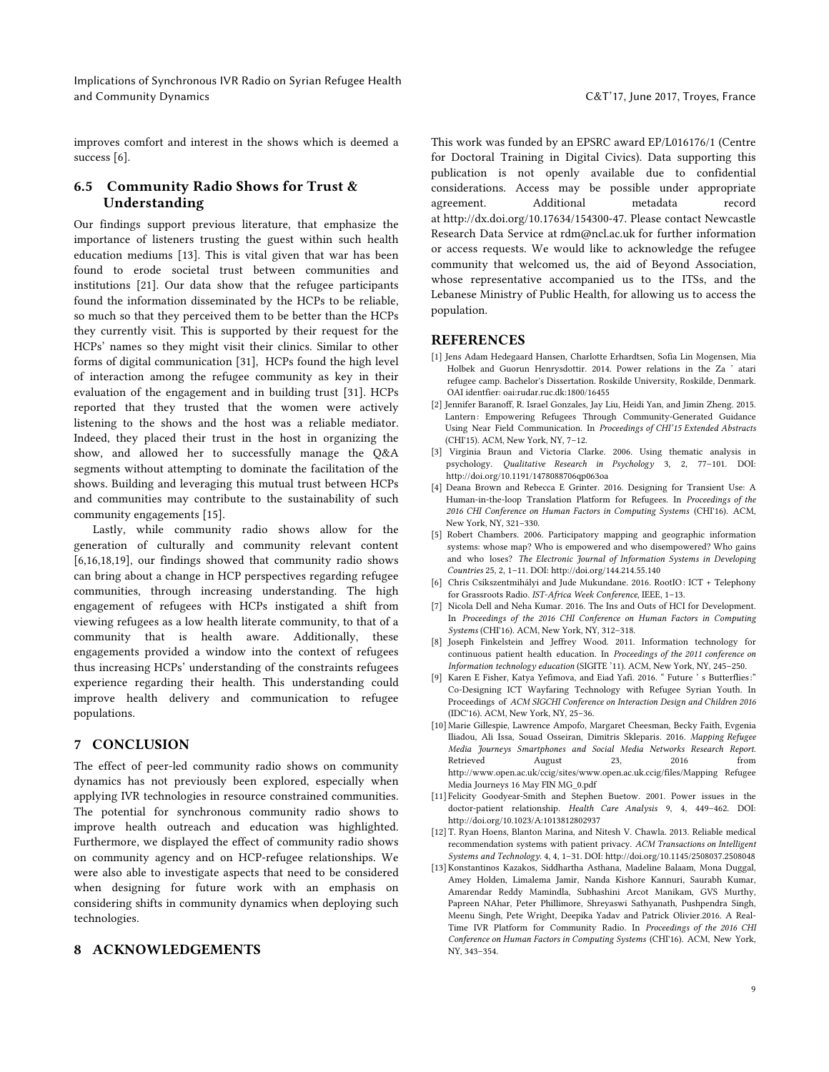improves comfort and interest in the shows which is deemed a success [6].

### 6.5 Community Radio Shows for Trust & Understanding

Our findings support previous literature, that emphasize the importance of listeners trusting the guest within such health education mediums [13]. This is vital given that war has been found to erode societal trust between communities and institutions [21]. Our data show that the refugee participants found the information disseminated by the HCPs to be reliable, so much so that they perceived them to be better than the HCPs they currently visit. This is supported by their request for the HCPs' names so they might visit their clinics. Similar to other forms of digital communication [31], HCPs found the high level of interaction among the refugee community as key in their evaluation of the engagement and in building trust [31]. HCPs reported that they trusted that the women were actively listening to the shows and the host was a reliable mediator. Indeed, they placed their trust in the host in organizing the show, and allowed her to successfully manage the Q&A segments without attempting to dominate the facilitation of the shows. Building and leveraging this mutual trust between HCPs and communities may contribute to the sustainability of such community engagements [15].

Lastly, while community radio shows allow for the generation of culturally and community relevant content [6,16,18,19], our findings showed that community radio shows can bring about a change in HCP perspectives regarding refugee communities, through increasing understanding. The high engagement of refugees with HCPs instigated a shift from viewing refugees as a low health literate community, to that of a community that is health aware. Additionally, these engagements provided a window into the context of refugees thus increasing HCPs' understanding of the constraints refugees experience regarding their health. This understanding could improve health delivery and communication to refugee populations.

## 7 CONCLUSION

The effect of peer-led community radio shows on community dynamics has not previously been explored, especially when applying IVR technologies in resource constrained communities. The potential for synchronous community radio shows to improve health outreach and education was highlighted. Furthermore, we displayed the effect of community radio shows on community agency and on HCP-refugee relationships. We were also able to investigate aspects that need to be considered when designing for future work with an emphasis on considering shifts in community dynamics when deploying such technologies.

## 8 ACKNOWLEDGEMENTS

This work was funded by an EPSRC award EP/L016176/1 (Centre for Doctoral Training in Digital Civics). Data supporting this publication is not openly available due to confidential considerations. Access may be possible under appropriate agreement. Additional metadata record at http://dx.doi.org/10.17634/154300-47. Please contact Newcastle Research Data Service at rdm@ncl.ac.uk for further information or access requests. We would like to acknowledge the refugee community that welcomed us, the aid of Beyond Association, whose representative accompanied us to the ITSs, and the Lebanese Ministry of Public Health, for allowing us to access the population.

## REFERENCES

[1] Jens Adam Hedegaard Hansen, Charlotte Erhardtsen, Sofia Lin Mogensen, Mia Holbek and Guorun Henrysdottir. 2014. Power relations in the Za ' atari refugee camp. Bachelor's Dissertation. Roskilde University, Roskilde, Denmark. OAI identfier: oai:rudar.ruc.dk:1800/16455

[2] Jennifer Baranoff, R. Israel Gonzales, Jay Liu, Heidi Yan, and Jimin Zheng. 2015. Lantern: Empowering Refugees Through Community-Generated Guidance Using Near Field Communication. In *Proceedings of CHI'15 Extended Abstracts* (CHI'15). ACM, New York, NY, 7–12.

[3] Virginia Braun and Victoria Clarke. 2006. Using thematic analysis in psychology. *Qualitative Research in Psychology* 3, 2, 77–101. DOI: http://doi.org/10.1191/1478088706qp063oa

[4] Deana Brown and Rebecca E Grinter. 2016. Designing for Transient Use: A Human-in-the-loop Translation Platform for Refugees. In *Proceedings of the 2016 CHI Conference on Human Factors in Computing Systems* (CHI'16). ACM, New York, NY, 321–330.

[5] Robert Chambers. 2006. Participatory mapping and geographic information systems: whose map? Who is empowered and who disempowered? Who gains and who loses? *The Electronic Journal of Information Systems in Developing Countries* 25, 2, 1–11. DOI: http://doi.org/144.214.55.140

[6] Chris Csíkszentmihályi and Jude Mukundane. 2016. RootIO: ICT + Telephony for Grassroots Radio. *IST-Africa Week Conference*, IEEE, 1–13.

[7] Nicola Dell and Neha Kumar. 2016. The Ins and Outs of HCI for Development. In *Proceedings of the 2016 CHI Conference on Human Factors in Computing Systems* (CHI'16). ACM, New York, NY, 312–318.

[8] Joseph Finkelstein and Jeffrey Wood. 2011. Information technology for continuous patient health education. In *Proceedings of the 2011 conference on Information technology education* (SIGITE '11). ACM, New York, NY, 245–250.

[9] Karen E Fisher, Katya Yefimova, and Eiad Yafi. 2016. " Future ' s Butterflies:" Co-Designing ICT Wayfaring Technology with Refugee Syrian Youth. In Proceedings of *ACM SIGCHI Conference on Interaction Design and Children 2016* (IDC'16). ACM, New York, NY, 25–36.

[10] Marie Gillespie, Lawrence Ampofo, Margaret Cheesman, Becky Faith, Evgenia Iliadou, Ali Issa, Souad Osseiran, Dimitris Skleparis. 2016. *Mapping Refugee Media Journeys Smartphones and Social Media Networks Research Report*. Retrieved August 23, 2016 from http://www.open.ac.uk/ccig/sites/www.open.ac.uk.ccig/files/Mapping Refugee Media Journeys 16 May FIN MG_0.pdf

[11] Felicity Goodyear-Smith and Stephen Buetow. 2001. Power issues in the doctor-patient relationship. *Health Care Analysis* 9, 4, 449–462. DOI: http://doi.org/10.1023/A:1013812802937

[12] T. Ryan Hoens, Blanton Marina, and Nitesh V. Chawla. 2013. Reliable medical recommendation systems with patient privacy. *ACM Transactions on Intelligent Systems and Technology*. 4, 4, 1–31. DOI: http://doi.org/10.1145/2508037.2508048

[13] Konstantinos Kazakos, Siddhartha Asthana, Madeline Balaam, Mona Duggal, Amey Holden, Limalema Jamir, Nanda Kishore Kannuri, Saurabh Kumar, Amarendar Reddy Mamindla, Subhashini Arcot Manikam, GVS Murthy, Papreen NAhar, Peter Phillimore, Shreyaswi Sathyanath, Pushpendra Singh, Meenu Singh, Pete Wright, Deepika Yadav and Patrick Olivier.2016. A Real-Time IVR Platform for Community Radio. In *Proceedings of the 2016 CHI Conference on Human Factors in Computing Systems* (CHI'16). ACM, New York, NY, 343–354.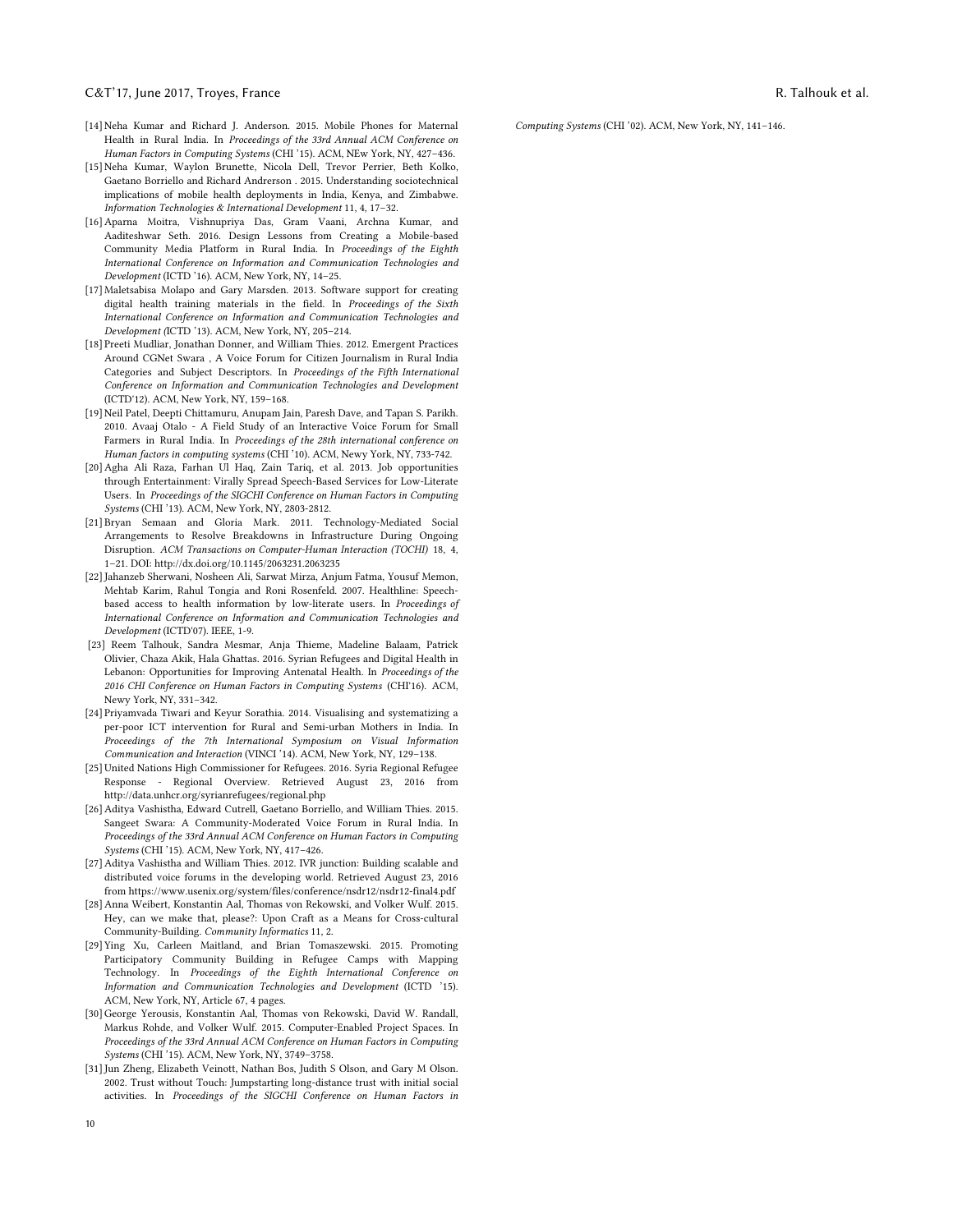[14] Neha Kumar and Richard J. Anderson. 2015. Mobile Phones for Maternal Health in Rural India. In *Proceedings of the 33rd Annual ACM Conference on Human Factors in Computing Systems* (CHI '15). ACM, NEw York, NY, 427–436.

[15] Neha Kumar, Waylon Brunette, Nicola Dell, Trevor Perrier, Beth Kolko, Gaetano Borriello and Richard Andrerson . 2015. Understanding sociotechnical implications of mobile health deployments in India, Kenya, and Zimbabwe. *Information Technologies & International Development* 11, 4, 17–32.

[16] Aparna Moitra, Vishnupriya Das, Gram Vaani, Archna Kumar, and Aaditeshwar Seth. 2016. Design Lessons from Creating a Mobile-based Community Media Platform in Rural India. In *Proceedings of the Eighth International Conference on Information and Communication Technologies and Development* (ICTD '16). ACM, New York, NY, 14–25.

[17] Maletsabisa Molapo and Gary Marsden. 2013. Software support for creating digital health training materials in the field. In *Proceedings of the Sixth International Conference on Information and Communication Technologies and Development (*ICTD '13). ACM, New York, NY, 205–214.

[18] Preeti Mudliar, Jonathan Donner, and William Thies. 2012. Emergent Practices Around CGNet Swara , A Voice Forum for Citizen Journalism in Rural India Categories and Subject Descriptors. In *Proceedings of the Fifth International Conference on Information and Communication Technologies and Development* (ICTD'12). ACM, New York, NY, 159–168.

[19] Neil Patel, Deepti Chittamuru, Anupam Jain, Paresh Dave, and Tapan S. Parikh. 2010. Avaaj Otalo - A Field Study of an Interactive Voice Forum for Small Farmers in Rural India. In *Proceedings of the 28th international conference on Human factors in computing systems* (CHI '10). ACM, Newy York, NY, 733-742.

[20] Agha Ali Raza, Farhan Ul Haq, Zain Tariq, et al. 2013. Job opportunities through Entertainment: Virally Spread Speech-Based Services for Low-Literate Users. In *Proceedings of the SIGCHI Conference on Human Factors in Computing Systems* (CHI '13). ACM, New York, NY, 2803-2812.

[21] Bryan Semaan and Gloria Mark. 2011. Technology-Mediated Social Arrangements to Resolve Breakdowns in Infrastructure During Ongoing Disruption. *ACM Transactions on Computer-Human Interaction (TOCHI)* 18, 4, 1–21. DOI: http://dx.doi.org/10.1145/2063231.2063235

[22] Jahanzeb Sherwani, Nosheen Ali, Sarwat Mirza, Anjum Fatma, Yousuf Memon, Mehtab Karim, Rahul Tongia and Roni Rosenfeld. 2007. Healthline: Speech-based access to health information by low-literate users. In *Proceedings of International Conference on Information and Communication Technologies and Development* (ICTD'07). IEEE, 1-9.

[23] Reem Talhouk, Sandra Mesmar, Anja Thieme, Madeline Balaam, Patrick Olivier, Chaza Akik, Hala Ghattas. 2016. Syrian Refugees and Digital Health in Lebanon: Opportunities for Improving Antenatal Health. In *Proceedings of the 2016 CHI Conference on Human Factors in Computing Systems* (CHI'16). ACM, Newy York, NY, 331–342.

[24] Priyamvada Tiwari and Keyur Sorathia. 2014. Visualising and systematizing a per-poor ICT intervention for Rural and Semi-urban Mothers in India. In *Proceedings of the 7th International Symposium on Visual Information Communication and Interaction* (VINCI '14). ACM, New York, NY, 129–138.

[25] United Nations High Commissioner for Refugees. 2016. Syria Regional Refugee Response - Regional Overview. Retrieved August 23, 2016 from http://data.unhcr.org/syrianrefugees/regional.php

[26] Aditya Vashistha, Edward Cutrell, Gaetano Borriello, and William Thies. 2015. Sangeet Swara: A Community-Moderated Voice Forum in Rural India. In *Proceedings of the 33rd Annual ACM Conference on Human Factors in Computing Systems* (CHI '15). ACM, New York, NY, 417–426.

[27] Aditya Vashistha and William Thies. 2012. IVR junction: Building scalable and distributed voice forums in the developing world. Retrieved August 23, 2016 from https://www.usenix.org/system/files/conference/nsdr12/nsdr12-final4.pdf

[28] Anna Weibert, Konstantin Aal, Thomas von Rekowski, and Volker Wulf. 2015. Hey, can we make that, please?: Upon Craft as a Means for Cross-cultural Community-Building. *Community Informatics* 11, 2.

[29] Ying Xu, Carleen Maitland, and Brian Tomaszewski. 2015. Promoting Participatory Community Building in Refugee Camps with Mapping Technology. In *Proceedings of the Eighth International Conference on Information and Communication Technologies and Development* (ICTD '15). ACM, New York, NY, Article 67, 4 pages.

[30] George Yerousis, Konstantin Aal, Thomas von Rekowski, David W. Randall, Markus Rohde, and Volker Wulf. 2015. Computer-Enabled Project Spaces. In *Proceedings of the 33rd Annual ACM Conference on Human Factors in Computing Systems* (CHI '15). ACM, New York, NY, 3749–3758.

[31] Jun Zheng, Elizabeth Veinott, Nathan Bos, Judith S Olson, and Gary M Olson. 2002. Trust without Touch: Jumpstarting long-distance trust with initial social activities. In *Proceedings of the SIGCHI Conference on Human Factors in Computing Systems* (CHI '02). ACM, New York, NY, 141–146.